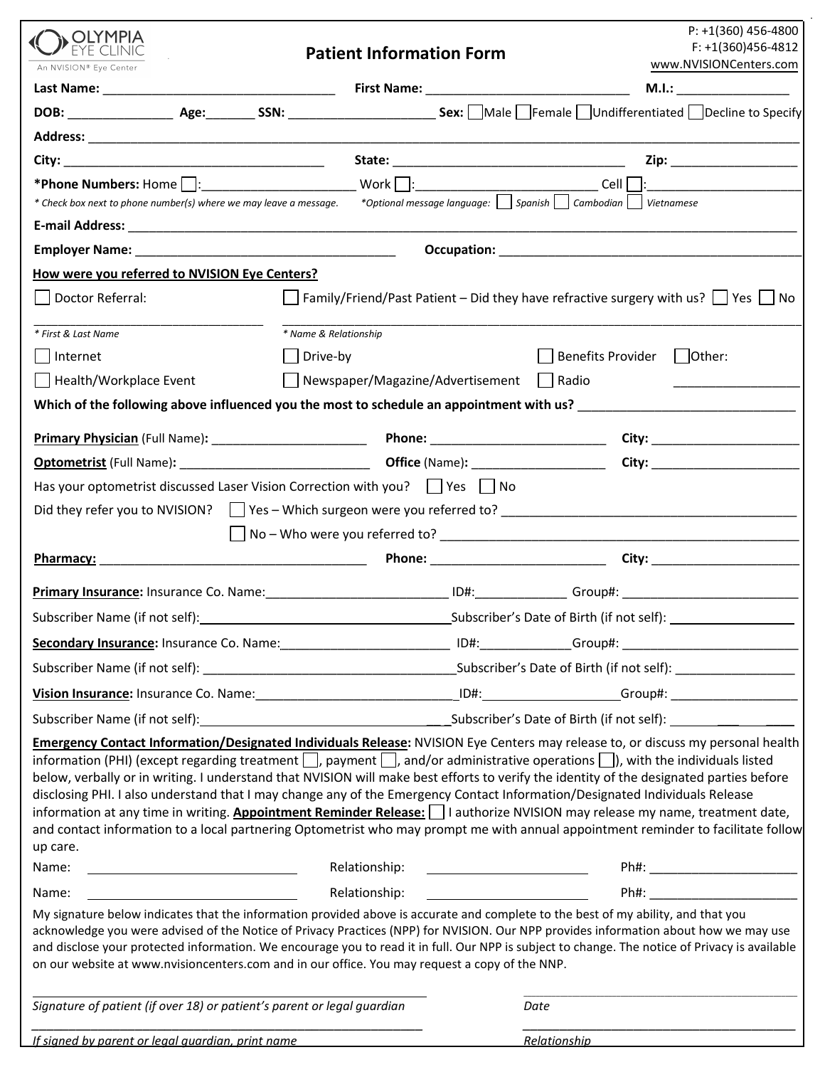OLYMPIA EYE CLINIC
An NVISION® Eye Center

# Patient Information Form

P: +1(360) 456-4800
F: +1(360)456-4812
www.NVISIONCenters.com

**Last Name:** ______________________________ **First Name:** ____________________________ **M.I.:** _______________

**DOB:** _______________ **Age:**_______ **SSN:** _____________________ **Sex:** ☐ Male ☐ Female ☐ Undifferentiated ☐ Decline to Specify

**Address:** ______________________________________________________________________________________________

**City:** ____________________________________ **State:** ___________________________________ **Zip:** _________________

***Phone Numbers:** Home ☐:_____________________ Work ☐:__________________________ Cell ☐:_____________________

*\* Check box next to phone number(s) where we may leave a message.* *\*Optional message language:* ☐ *Spanish* ☐ *Cambodian* ☐ *Vietnamese*

**E-mail Address:** ________________________________________________________________________________________

**Employer Name:** ____________________________________ **Occupation:** ___________________________________________

**How were you referred to NVISION Eye Centers?**

☐ Doctor Referral: ☐ Family/Friend/Past Patient – Did they have refractive surgery with us? ☐ Yes ☐ No

_______________________________ _______________________________________________________________________

*\* First & Last Name* *\* Name & Relationship*

☐ Internet ☐ Drive-by ☐ Benefits Provider ☐ Other:

☐ Health/Workplace Event ☐ Newspaper/Magazine/Advertisement ☐ Radio _________________

**Which of the following above influenced you the most to schedule an appointment with us?** ______________________________

**Primary Physician** (Full Name)**:** ______________________ **Phone:** _________________________ **City:** _____________________

**Optometrist** (Full Name)**:** ___________________________ **Office** (Name)**:** ___________________ **City:** _____________________

Has your optometrist discussed Laser Vision Correction with you? ☐ Yes ☐ No

Did they refer you to NVISION? ☐ Yes – Which surgeon were you referred to? ________________________________________

☐ No – Who were you referred to? _______________________________________________

**Pharmacy:** ______________________________________ **Phone:** _________________________ **City:** _____________________

**Primary Insurance:** Insurance Co. Name:__________________________ ID#:_____________ Group#: _________________________

Subscriber Name (if not self):_________________________________Subscriber's Date of Birth (if not self): ________________

**Secondary Insurance:** Insurance Co. Name:________________________ ID#:_____________Group#: _________________________

Subscriber Name (if not self): ___________________________________Subscriber's Date of Birth (if not self): _________________

**Vision Insurance:** Insurance Co. Name:_____________________________ID#:___________________Group#: __________________

Subscriber Name (if not self):___________________________________Subscriber's Date of Birth (if not self): _________________

**Emergency Contact Information/Designated Individuals Release:** NVISION Eye Centers may release to, or discuss my personal health information (PHI) (except regarding treatment ☐, payment ☐, and/or administrative operations ☐), with the individuals listed below, verbally or in writing. I understand that NVISION will make best efforts to verify the identity of the designated parties before disclosing PHI. I also understand that I may change any of the Emergency Contact Information/Designated Individuals Release information at any time in writing. **Appointment Reminder Release:** ☐ I authorize NVISION may release my name, treatment date, and contact information to a local partnering Optometrist who may prompt me with annual appointment reminder to facilitate follow up care.

Name: ____________________________ Relationship: ______________________ Ph#: _____________________

Name: ____________________________ Relationship: ______________________ Ph#: _____________________

My signature below indicates that the information provided above is accurate and complete to the best of my ability, and that you acknowledge you were advised of the Notice of Privacy Practices (NPP) for NVISION. Our NPP provides information about how we may use and disclose your protected information. We encourage you to read it in full. Our NPP is subject to change. The notice of Privacy is available on our website at www.nvisioncenters.com and in our office. You may request a copy of the NNP.

_________________________________________________________ _________________________________________

*Signature of patient (if over 18) or patient's parent or legal guardian* *Date*

_________________________________________________________ _________________________________________

*If signed by parent or legal guardian, print name* *Relationship*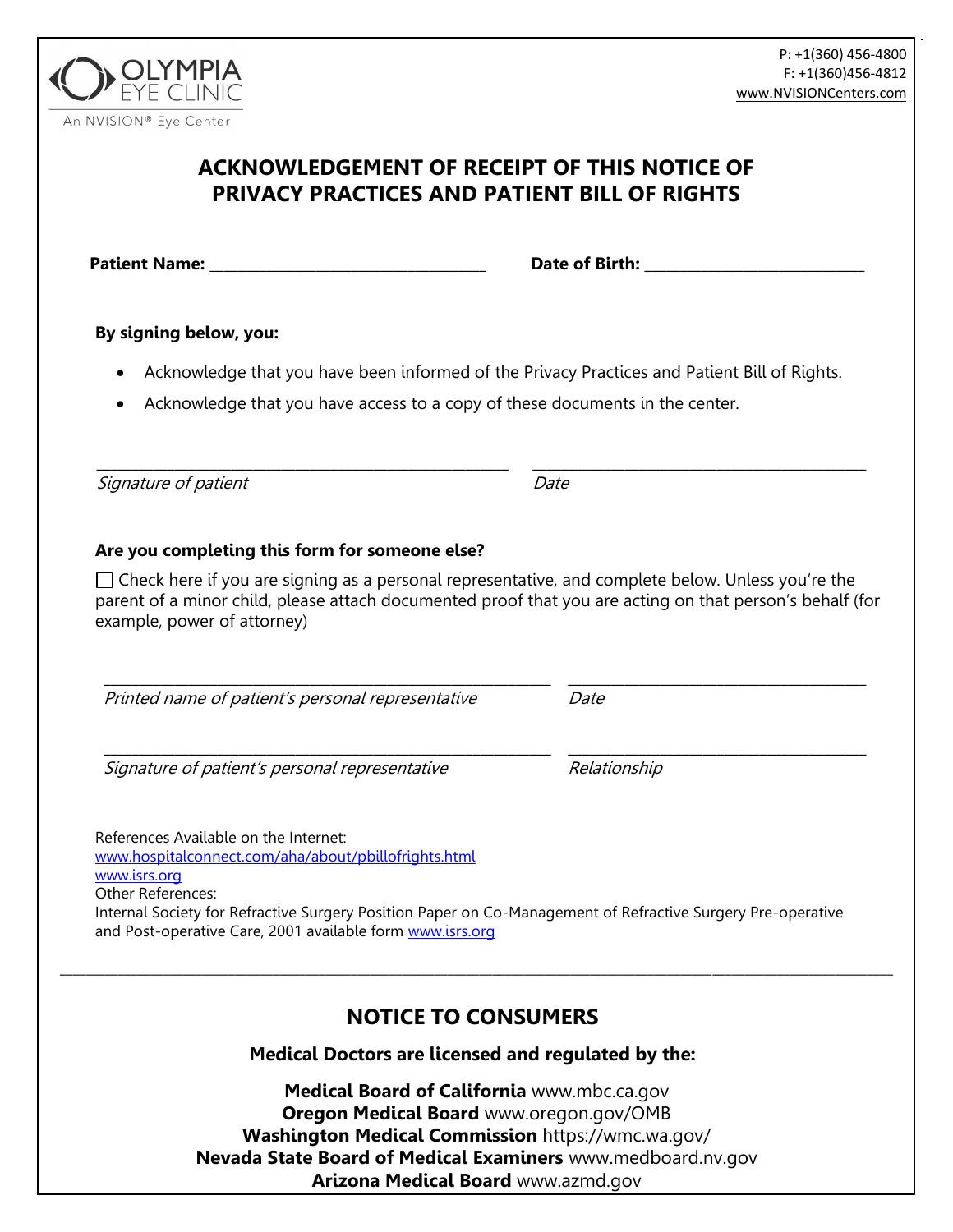OLYMPIA EYE CLINIC
An NVISION® Eye Center

P: +1(360) 456-4800
F: +1(360)456-4812
www.NVISIONCenters.com

# ACKNOWLEDGEMENT OF RECEIPT OF THIS NOTICE OF PRIVACY PRACTICES AND PATIENT BILL OF RIGHTS

**Patient Name:** ______________________________ **Date of Birth:** ________________________

**By signing below, you:**

- Acknowledge that you have been informed of the Privacy Practices and Patient Bill of Rights.
- Acknowledge that you have access to a copy of these documents in the center.

_____________________________________________ ____________________________________

*Signature of patient* *Date*

**Are you completing this form for someone else?**

☐ Check here if you are signing as a personal representative, and complete below. Unless you're the parent of a minor child, please attach documented proof that you are acting on that person's behalf (for example, power of attorney)

_____________________________________________ ____________________________________

*Printed name of patient's personal representative* *Date*

_____________________________________________ ____________________________________

*Signature of patient's personal representative* *Relationship*

References Available on the Internet:
www.hospitalconnect.com/aha/about/pbillofrights.html
www.isrs.org
Other References:
Internal Society for Refractive Surgery Position Paper on Co-Management of Refractive Surgery Pre-operative and Post-operative Care, 2001 available form www.isrs.org

---

## NOTICE TO CONSUMERS

**Medical Doctors are licensed and regulated by the:**

**Medical Board of California** www.mbc.ca.gov
**Oregon Medical Board** www.oregon.gov/OMB
**Washington Medical Commission** https://wmc.wa.gov/
**Nevada State Board of Medical Examiners** www.medboard.nv.gov
**Arizona Medical Board** www.azmd.gov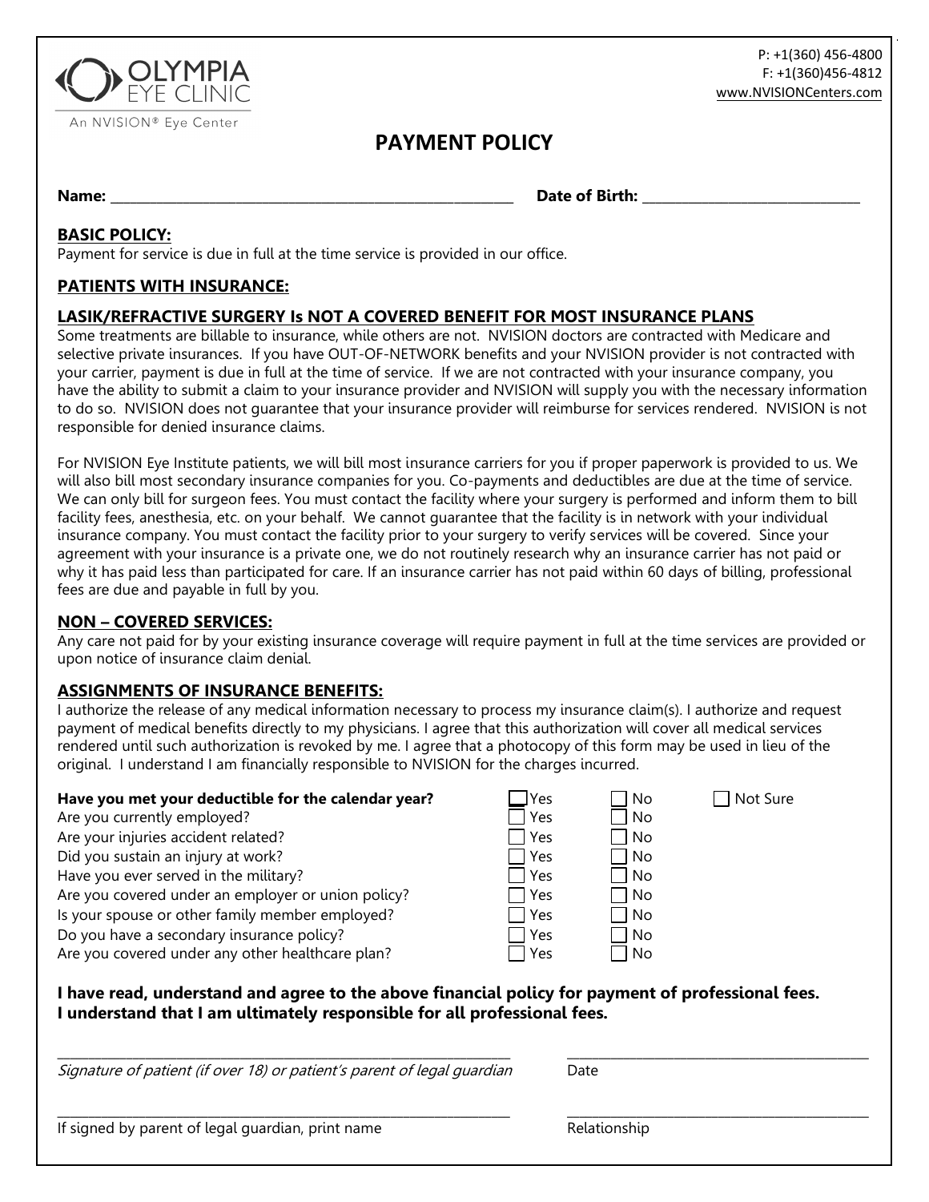P: +1(360) 456-4800
F: +1(360)456-4812
www.NVISIONCenters.com

OLYMPIA EYE CLINIC
An NVISION® Eye Center

# PAYMENT POLICY

**Name:** ______________________________ **Date of Birth:** ______________________

## BASIC POLICY:

Payment for service is due in full at the time service is provided in our office.

## PATIENTS WITH INSURANCE:

### LASIK/REFRACTIVE SURGERY Is NOT A COVERED BENEFIT FOR MOST INSURANCE PLANS

Some treatments are billable to insurance, while others are not. NVISION doctors are contracted with Medicare and selective private insurances. If you have OUT-OF-NETWORK benefits and your NVISION provider is not contracted with your carrier, payment is due in full at the time of service. If we are not contracted with your insurance company, you have the ability to submit a claim to your insurance provider and NVISION will supply you with the necessary information to do so. NVISION does not guarantee that your insurance provider will reimburse for services rendered. NVISION is not responsible for denied insurance claims.

For NVISION Eye Institute patients, we will bill most insurance carriers for you if proper paperwork is provided to us. We will also bill most secondary insurance companies for you. Co-payments and deductibles are due at the time of service. We can only bill for surgeon fees. You must contact the facility where your surgery is performed and inform them to bill facility fees, anesthesia, etc. on your behalf. We cannot guarantee that the facility is in network with your individual insurance company. You must contact the facility prior to your surgery to verify services will be covered. Since your agreement with your insurance is a private one, we do not routinely research why an insurance carrier has not paid or why it has paid less than participated for care. If an insurance carrier has not paid within 60 days of billing, professional fees are due and payable in full by you.

## NON – COVERED SERVICES:

Any care not paid for by your existing insurance coverage will require payment in full at the time services are provided or upon notice of insurance claim denial.

## ASSIGNMENTS OF INSURANCE BENEFITS:

I authorize the release of any medical information necessary to process my insurance claim(s). I authorize and request payment of medical benefits directly to my physicians. I agree that this authorization will cover all medical services rendered until such authorization is revoked by me. I agree that a photocopy of this form may be used in lieu of the original. I understand I am financially responsible to NVISION for the charges incurred.

| | | | |
|---|---|---|---|
| **Have you met your deductible for the calendar year?** | ☐ Yes | ☐ No | ☐ Not Sure |
| Are you currently employed? | ☐ Yes | ☐ No | |
| Are your injuries accident related? | ☐ Yes | ☐ No | |
| Did you sustain an injury at work? | ☐ Yes | ☐ No | |
| Have you ever served in the military? | ☐ Yes | ☐ No | |
| Are you covered under an employer or union policy? | ☐ Yes | ☐ No | |
| Is your spouse or other family member employed? | ☐ Yes | ☐ No | |
| Do you have a secondary insurance policy? | ☐ Yes | ☐ No | |
| Are you covered under any other healthcare plan? | ☐ Yes | ☐ No | |

**I have read, understand and agree to the above financial policy for payment of professional fees. I understand that I am ultimately responsible for all professional fees.**

______________________________ ______________________
*Signature of patient (if over 18) or patient's parent of legal guardian* Date

______________________________ ______________________
If signed by parent of legal guardian, print name Relationship